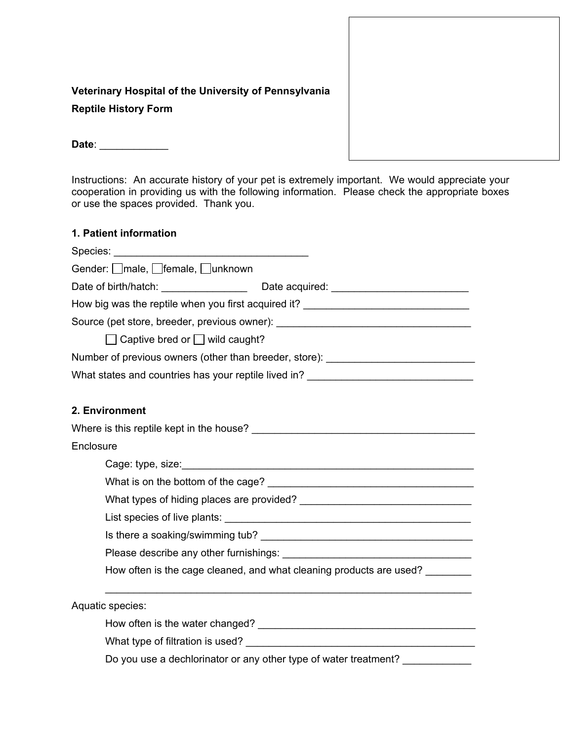**Veterinary Hospital of the University of Pennsylvania**

**Reptile History Form**

**Date**: ____________

Instructions: An accurate history of your pet is extremely important. We would appreciate your cooperation in providing us with the following information. Please check the appropriate boxes or use the spaces provided. Thank you.

## 1. Patient information

Species: __________________________________

Gender: ☐ male, ☐ female, ☐ unknown

Date of birth/hatch: _______________ Date acquired: ________________________

How big was the reptile when you first acquired it? ______________________________

Source (pet store, breeder, previous owner): ___________________________________

☐ Captive bred or ☐ wild caught?

Number of previous owners (other than breeder, store): __________________________

What states and countries has your reptile lived in? ______________________________

## 2. Environment

Where is this reptile kept in the house? _______________________________________

Enclosure

- Cage: type, size:______________________________________________________
- What is on the bottom of the cage? ____________________________________
- What types of hiding places are provided? ______________________________
- List species of live plants: _____________________________________________
- Is there a soaking/swimming tub? ______________________________________
- Please describe any other furnishings: __________________________________
- How often is the cage cleaned, and what cleaning products are used? ________ ________________________________________________________________

Aquatic species:

- How often is the water changed? ______________________________________
- What type of filtration is used? _________________________________________
- Do you use a dechlorinator or any other type of water treatment? ____________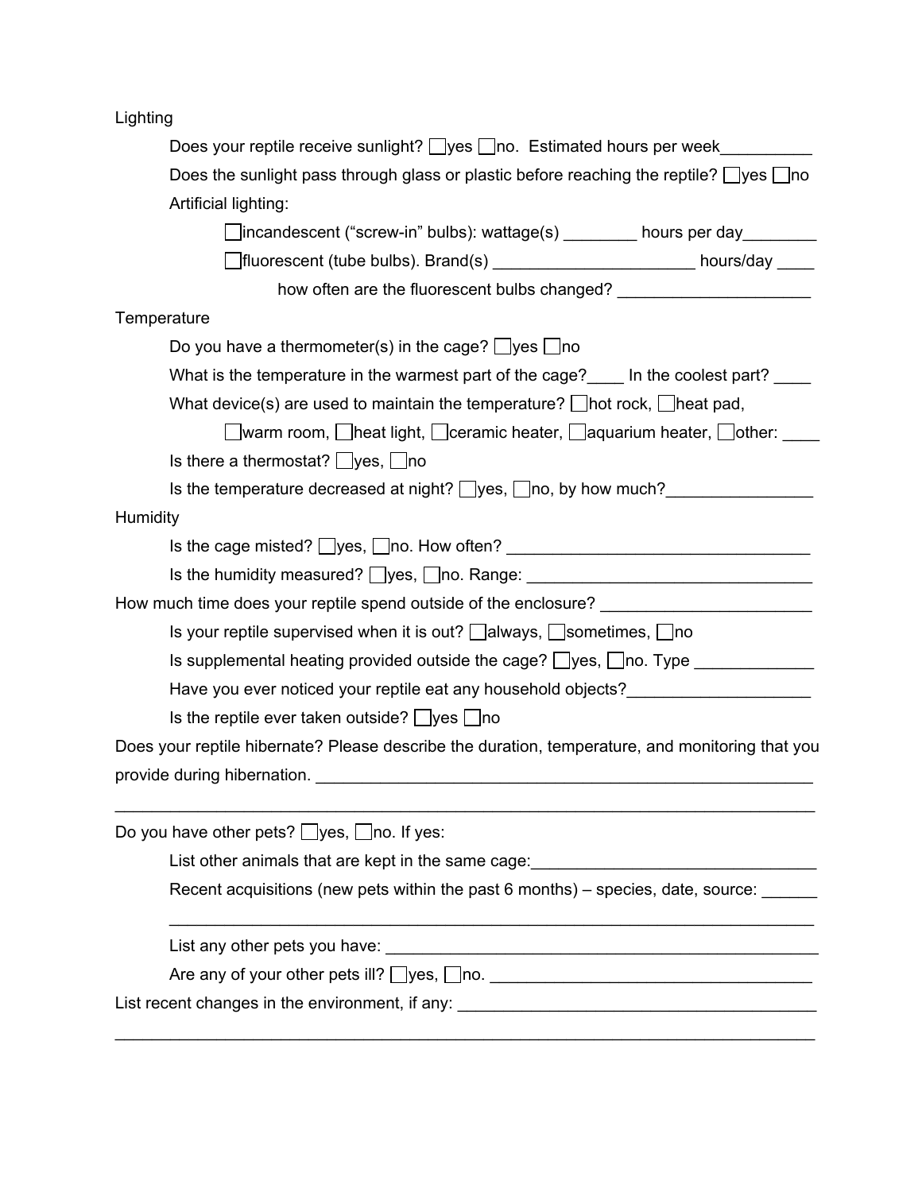Lighting

Does your reptile receive sunlight? ☐yes ☐no. Estimated hours per week__________

Does the sunlight pass through glass or plastic before reaching the reptile? ☐yes ☐no

Artificial lighting:

- ☐incandescent (“screw-in” bulbs): wattage(s) ________ hours per day________
- ☐fluorescent (tube bulbs). Brand(s) ______________________ hours/day ____
  - how often are the fluorescent bulbs changed? _____________________

Temperature

Do you have a thermometer(s) in the cage? ☐yes ☐no

What is the temperature in the warmest part of the cage?____ In the coolest part? ____

What device(s) are used to maintain the temperature? ☐hot rock, ☐heat pad, ☐warm room, ☐heat light, ☐ceramic heater, ☐aquarium heater, ☐other: ____

Is there a thermostat? ☐yes, ☐no

Is the temperature decreased at night? ☐yes, ☐no, by how much?________________

Humidity

Is the cage misted? ☐yes, ☐no. How often? _________________________________

Is the humidity measured? ☐yes, ☐no. Range: _______________________________

How much time does your reptile spend outside of the enclosure? _______________________

Is your reptile supervised when it is out? ☐always, ☐sometimes, ☐no

Is supplemental heating provided outside the cage? ☐yes, ☐no. Type _____________

Have you ever noticed your reptile eat any household objects?____________________

Is the reptile ever taken outside? ☐yes ☐no

Does your reptile hibernate? Please describe the duration, temperature, and monitoring that you provide during hibernation. _______________________________________________________

___________________________________________________________________________

Do you have other pets? ☐yes, ☐no. If yes:

List other animals that are kept in the same cage:_______________________________

Recent acquisitions (new pets within the past 6 months) – species, date, source: ______

_______________________________________________________________________

List any other pets you have: _________________________________________________

Are any of your other pets ill? ☐yes, ☐no. ____________________________________

List recent changes in the environment, if any: ________________________________________

___________________________________________________________________________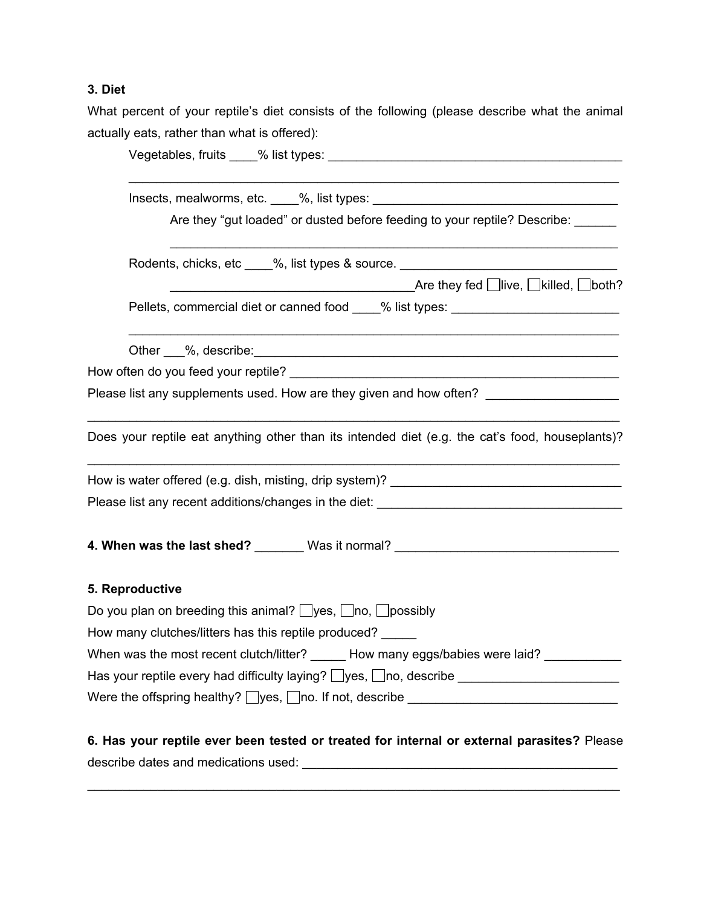**3. Diet**

What percent of your reptile's diet consists of the following (please describe what the animal actually eats, rather than what is offered):

Vegetables, fruits ____% list types: ____________________________________________

______________________________________________________________________

Insects, mealworms, etc. ____%, list types: ____________________________________

Are they "gut loaded" or dusted before feeding to your reptile? Describe: ______

______________________________________________________________

Rodents, chicks, etc ____%, list types & source. _______________________________

____________________________________Are they fed ☐live, ☐killed, ☐both?

Pellets, commercial diet or canned food ____% list types: ________________________

______________________________________________________________________

Other ___%, describe:___________________________________________________

How often do you feed your reptile? _______________________________________________

Please list any supplements used. How are they given and how often? ___________________

__________________________________________________________________________

Does your reptile eat anything other than its intended diet (e.g. the cat's food, houseplants)?

__________________________________________________________________________

How is water offered (e.g. dish, misting, drip system)? __________________________________

Please list any recent additions/changes in the diet: ____________________________________

**4. When was the last shed?** _______ Was it normal? ________________________________

**5. Reproductive**

Do you plan on breeding this animal? ☐yes, ☐no, ☐possibly

How many clutches/litters has this reptile produced? _____

When was the most recent clutch/litter? _____ How many eggs/babies were laid? ___________

Has your reptile every had difficulty laying? ☐yes, ☐no, describe _______________________

Were the offspring healthy? ☐yes, ☐no. If not, describe ______________________________

**6. Has your reptile ever been tested or treated for internal or external parasites?** Please describe dates and medications used: _____________________________________________

__________________________________________________________________________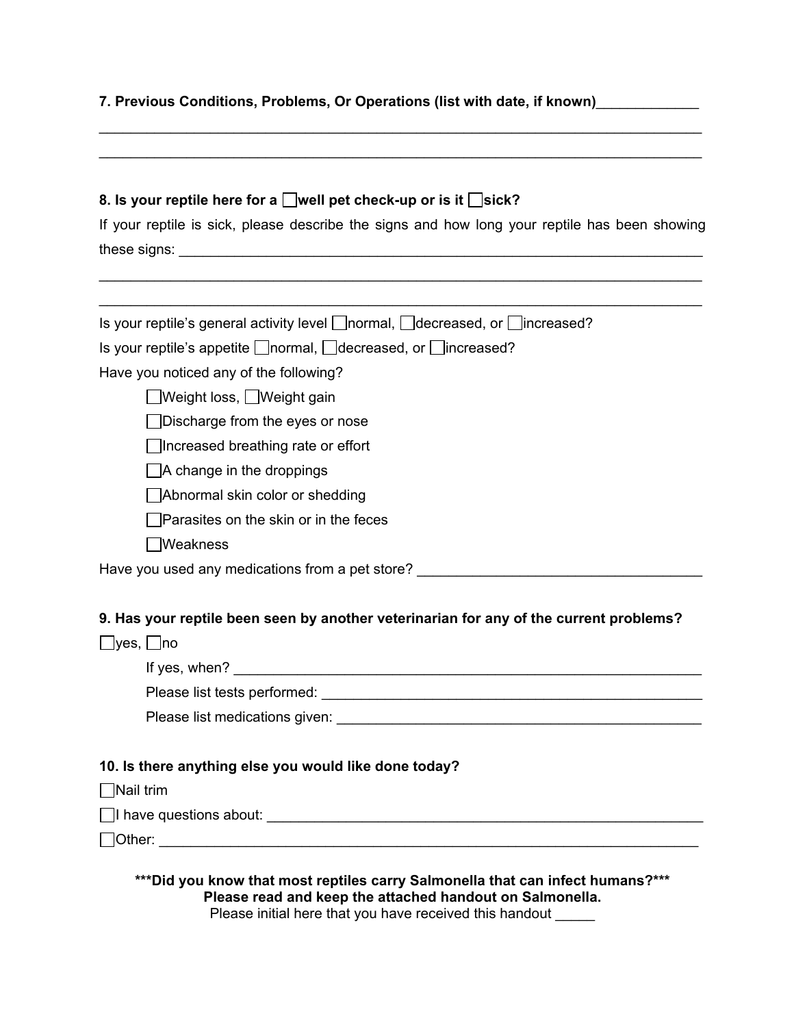**7. Previous Conditions, Problems, Or Operations (list with date, if known)**_____________

______________________________________________________________________________

______________________________________________________________________________

**8. Is your reptile here for a ☐ well pet check-up or is it ☐ sick?**

If your reptile is sick, please describe the signs and how long your reptile has been showing these signs: ______________________________________________________________________

______________________________________________________________________________

______________________________________________________________________________

Is your reptile's general activity level ☐ normal, ☐ decreased, or ☐ increased?

Is your reptile's appetite ☐ normal, ☐ decreased, or ☐ increased?

Have you noticed any of the following?

- ☐ Weight loss, ☐ Weight gain
- ☐ Discharge from the eyes or nose
- ☐ Increased breathing rate or effort
- ☐ A change in the droppings
- ☐ Abnormal skin color or shedding
- ☐ Parasites on the skin or in the feces
- ☐ Weakness

Have you used any medications from a pet store? ____________________________________

**9. Has your reptile been seen by another veterinarian for any of the current problems?**

☐ yes, ☐ no

- If yes, when? _______________________________________________________________
- Please list tests performed: __________________________________________________
- Please list medications given: ________________________________________________

**10. Is there anything else you would like done today?**

☐ Nail trim

☐ I have questions about: ________________________________________________________

☐ Other: _____________________________________________________________________

**\*\*\*Did you know that most reptiles carry Salmonella that can infect humans?\*\*\***

**Please read and keep the attached handout on Salmonella.**

Please initial here that you have received this handout _____